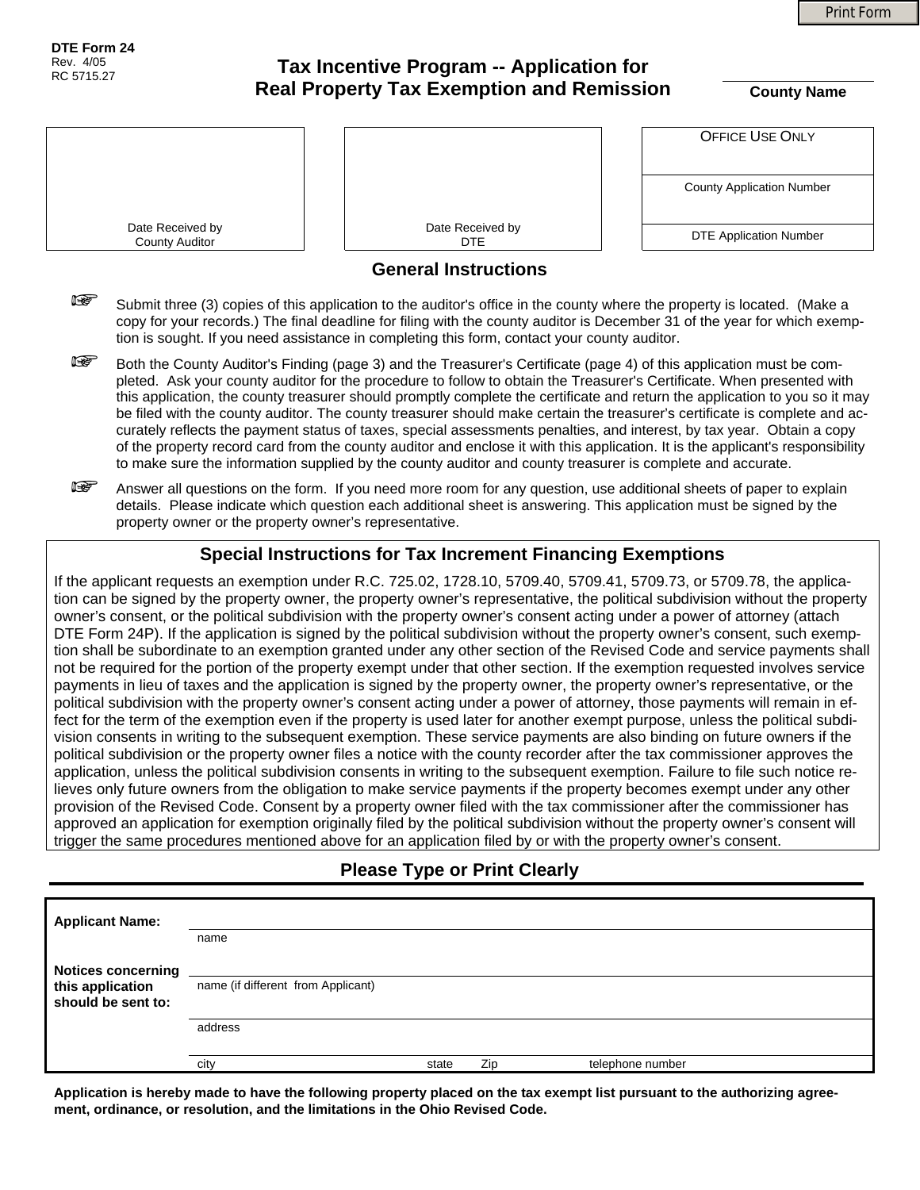DTE Form 24
Rev. 4/05
RC 5715.27

# Tax Incentive Program -- Application for Real Property Tax Exemption and Remission

**County Name**

| Date Received by County Auditor | Date Received by DTE | OFFICE USE ONLY |
|---|---|---|
| | | County Application Number |
| | | DTE Application Number |

## General Instructions

- Submit three (3) copies of this application to the auditor's office in the county where the property is located. (Make a copy for your records.) The final deadline for filing with the county auditor is December 31 of the year for which exemption is sought. If you need assistance in completing this form, contact your county auditor.
- Both the County Auditor's Finding (page 3) and the Treasurer's Certificate (page 4) of this application must be completed. Ask your county auditor for the procedure to follow to obtain the Treasurer's Certificate. When presented with this application, the county treasurer should promptly complete the certificate and return the application to you so it may be filed with the county auditor. The county treasurer should make certain the treasurer's certificate is complete and accurately reflects the payment status of taxes, special assessments penalties, and interest, by tax year. Obtain a copy of the property record card from the county auditor and enclose it with this application. It is the applicant's responsibility to make sure the information supplied by the county auditor and county treasurer is complete and accurate.
- Answer all questions on the form. If you need more room for any question, use additional sheets of paper to explain details. Please indicate which question each additional sheet is answering. This application must be signed by the property owner or the property owner's representative.

## Special Instructions for Tax Increment Financing Exemptions

If the applicant requests an exemption under R.C. 725.02, 1728.10, 5709.40, 5709.41, 5709.73, or 5709.78, the application can be signed by the property owner, the property owner's representative, the political subdivision without the property owner's consent, or the political subdivision with the property owner's consent acting under a power of attorney (attach DTE Form 24P). If the application is signed by the political subdivision without the property owner's consent, such exemption shall be subordinate to an exemption granted under any other section of the Revised Code and service payments shall not be required for the portion of the property exempt under that other section. If the exemption requested involves service payments in lieu of taxes and the application is signed by the property owner, the property owner's representative, or the political subdivision with the property owner's consent acting under a power of attorney, those payments will remain in effect for the term of the exemption even if the property is used later for another exempt purpose, unless the political subdivision consents in writing to the subsequent exemption. These service payments are also binding on future owners if the political subdivision or the property owner files a notice with the county recorder after the tax commissioner approves the application, unless the political subdivision consents in writing to the subsequent exemption. Failure to file such notice relieves only future owners from the obligation to make service payments if the property becomes exempt under any other provision of the Revised Code. Consent by a property owner filed with the tax commissioner after the commissioner has approved an application for exemption originally filed by the political subdivision without the property owner's consent will trigger the same procedures mentioned above for an application filed by or with the property owner's consent.

## Please Type or Print Clearly

**Applicant Name:** ______________________
name

**Notices concerning this application should be sent to:**

______________________
name (if different from Applicant)

______________________
address

______________________
city | state | Zip | telephone number

**Application is hereby made to have the following property placed on the tax exempt list pursuant to the authorizing agreement, ordinance, or resolution, and the limitations in the Ohio Revised Code.**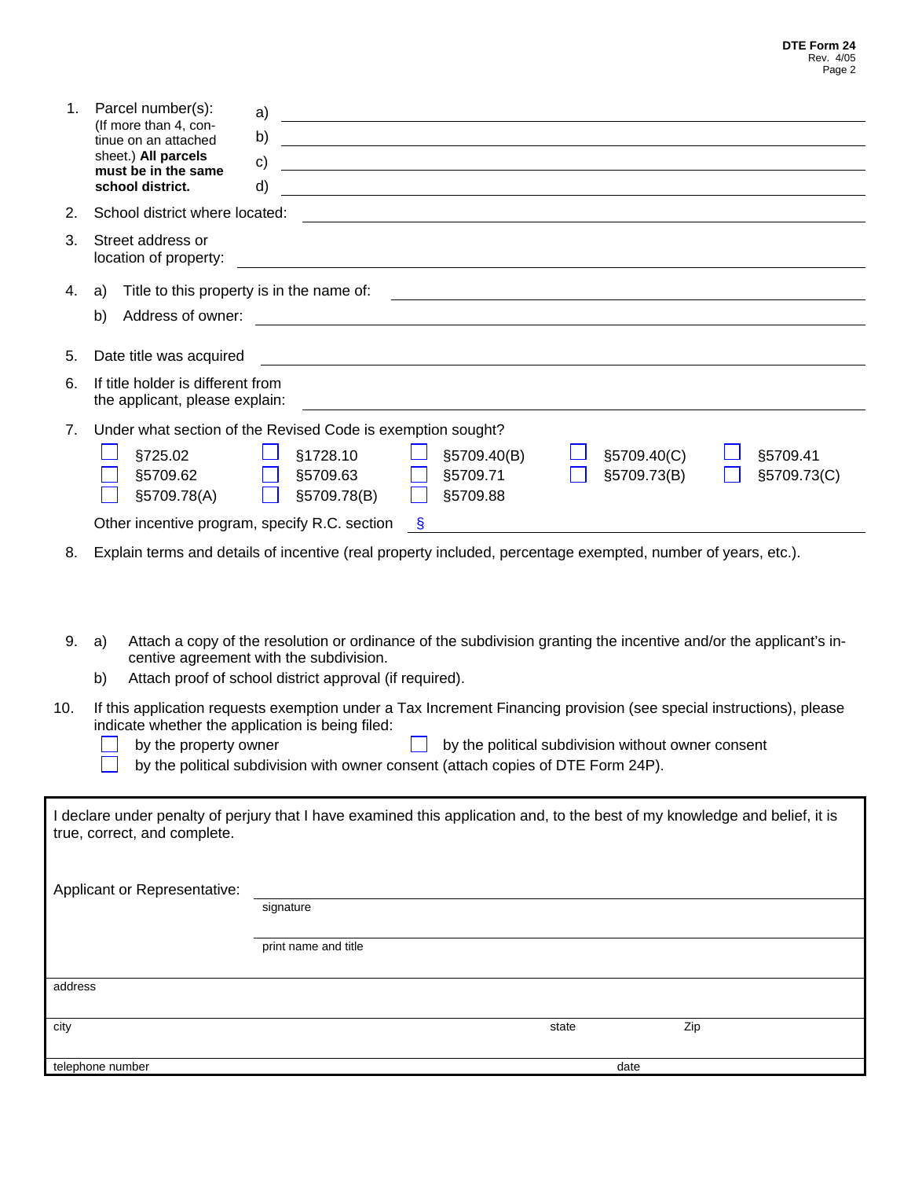1. Parcel number(s): (If more than 4, continue on an attached sheet.) **All parcels must be in the same school district.**
   a) ______________________
   b) ______________________
   c) ______________________
   d) ______________________

2. School district where located: ______________________

3. Street address or location of property: ______________________

4. a) Title to this property is in the name of: ______________________
   b) Address of owner: ______________________

5. Date title was acquired ______________________

6. If title holder is different from the applicant, please explain: ______________________

7. Under what section of the Revised Code is exemption sought?

   - ☐ §725.02
   - ☐ §1728.10
   - ☐ §5709.40(B)
   - ☐ §5709.40(C)
   - ☐ §5709.41
   - ☐ §5709.62
   - ☐ §5709.63
   - ☐ §5709.71
   - ☐ §5709.73(B)
   - ☐ §5709.73(C)
   - ☐ §5709.78(A)
   - ☐ §5709.78(B)
   - ☐ §5709.88

   Other incentive program, specify R.C. section § ______________________

8. Explain terms and details of incentive (real property included, percentage exempted, number of years, etc.).

9. a) Attach a copy of the resolution or ordinance of the subdivision granting the incentive and/or the applicant's incentive agreement with the subdivision.
   b) Attach proof of school district approval (if required).

10. If this application requests exemption under a Tax Increment Financing provision (see special instructions), please indicate whether the application is being filed:
    - ☐ by the property owner
    - ☐ by the political subdivision without owner consent
    - ☐ by the political subdivision with owner consent (attach copies of DTE Form 24P).

---

I declare under penalty of perjury that I have examined this application and, to the best of my knowledge and belief, it is true, correct, and complete.

Applicant or Representative: ______________________
signature

______________________
print name and title

address ______________________

city ______________________ state ______________________ Zip ______________________

telephone number ______________________ date ______________________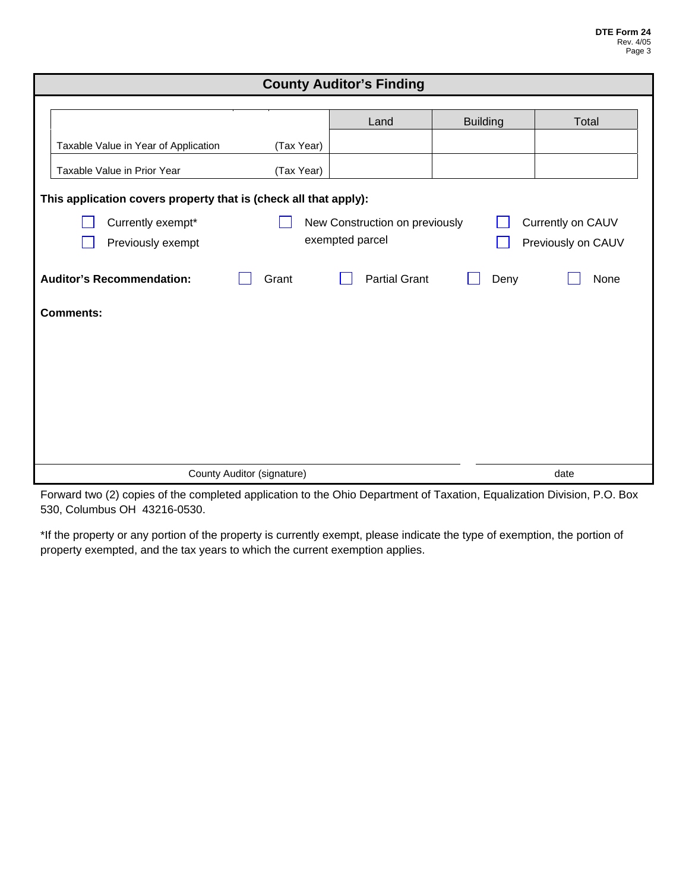## County Auditor's Finding

| | | Land | Building | Total |
|---|---|---|---|---|
| Taxable Value in Year of Application | (Tax Year) | | | |
| Taxable Value in Prior Year | (Tax Year) | | | |

**This application covers property that is (check all that apply):**

- ☐ Currently exempt*
- ☐ Previously exempt
- ☐ New Construction on previously exempted parcel
- ☐ Currently on CAUV
- ☐ Previously on CAUV

**Auditor's Recommendation:** ☐ Grant ☐ Partial Grant ☐ Deny ☐ None

**Comments:**

County Auditor (signature) ______________________ date ______________

Forward two (2) copies of the completed application to the Ohio Department of Taxation, Equalization Division, P.O. Box 530, Columbus OH 43216-0530.

*If the property or any portion of the property is currently exempt, please indicate the type of exemption, the portion of property exempted, and the tax years to which the current exemption applies.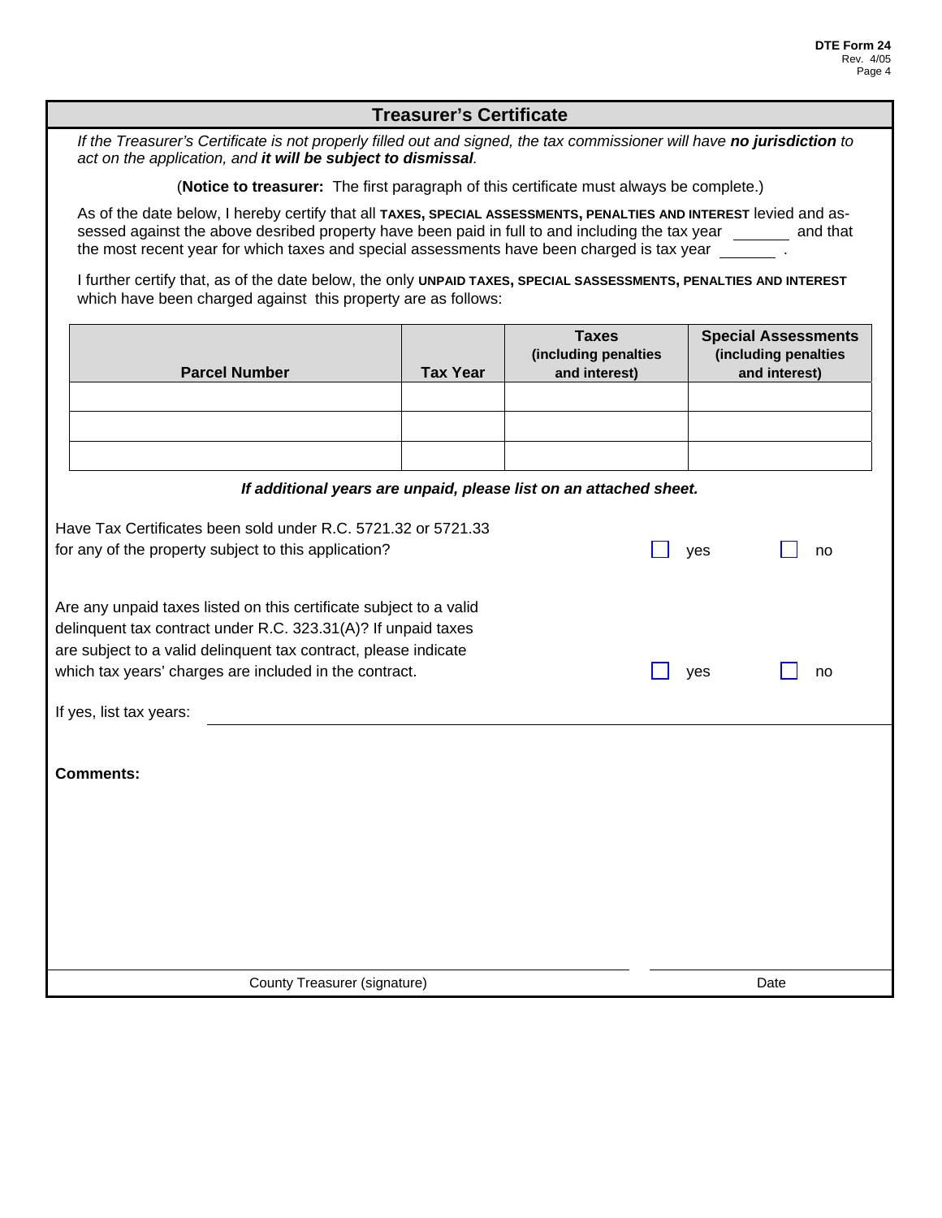## Treasurer's Certificate

*If the Treasurer's Certificate is not properly filled out and signed, the tax commissioner will have **no jurisdiction** to act on the application, and **it will be subject to dismissal**.*

(**Notice to treasurer:** The first paragraph of this certificate must always be complete.)

As of the date below, I hereby certify that all **TAXES, SPECIAL ASSESSMENTS, PENALTIES AND INTEREST** levied and assessed against the above desribed property have been paid in full to and including the tax year ______ and that the most recent year for which taxes and special assessments have been charged is tax year ______ .

I further certify that, as of the date below, the only **UNPAID TAXES, SPECIAL SASSESSMENTS, PENALTIES AND INTEREST** which have been charged against this property are as follows:

| Parcel Number | Tax Year | Taxes (including penalties and interest) | Special Assessments (including penalties and interest) |
|---|---|---|---|
| | | | |
| | | | |
| | | | |

***If additional years are unpaid, please list on an attached sheet.***

Have Tax Certificates been sold under R.C. 5721.32 or 5721.33 for any of the property subject to this application? ☐ yes ☐ no

Are any unpaid taxes listed on this certificate subject to a valid delinquent tax contract under R.C. 323.31(A)? If unpaid taxes are subject to a valid delinquent tax contract, please indicate which tax years' charges are included in the contract. ☐ yes ☐ no

If yes, list tax years: ______________________________

**Comments:**

______________________________ County Treasurer (signature)

______________________________ Date